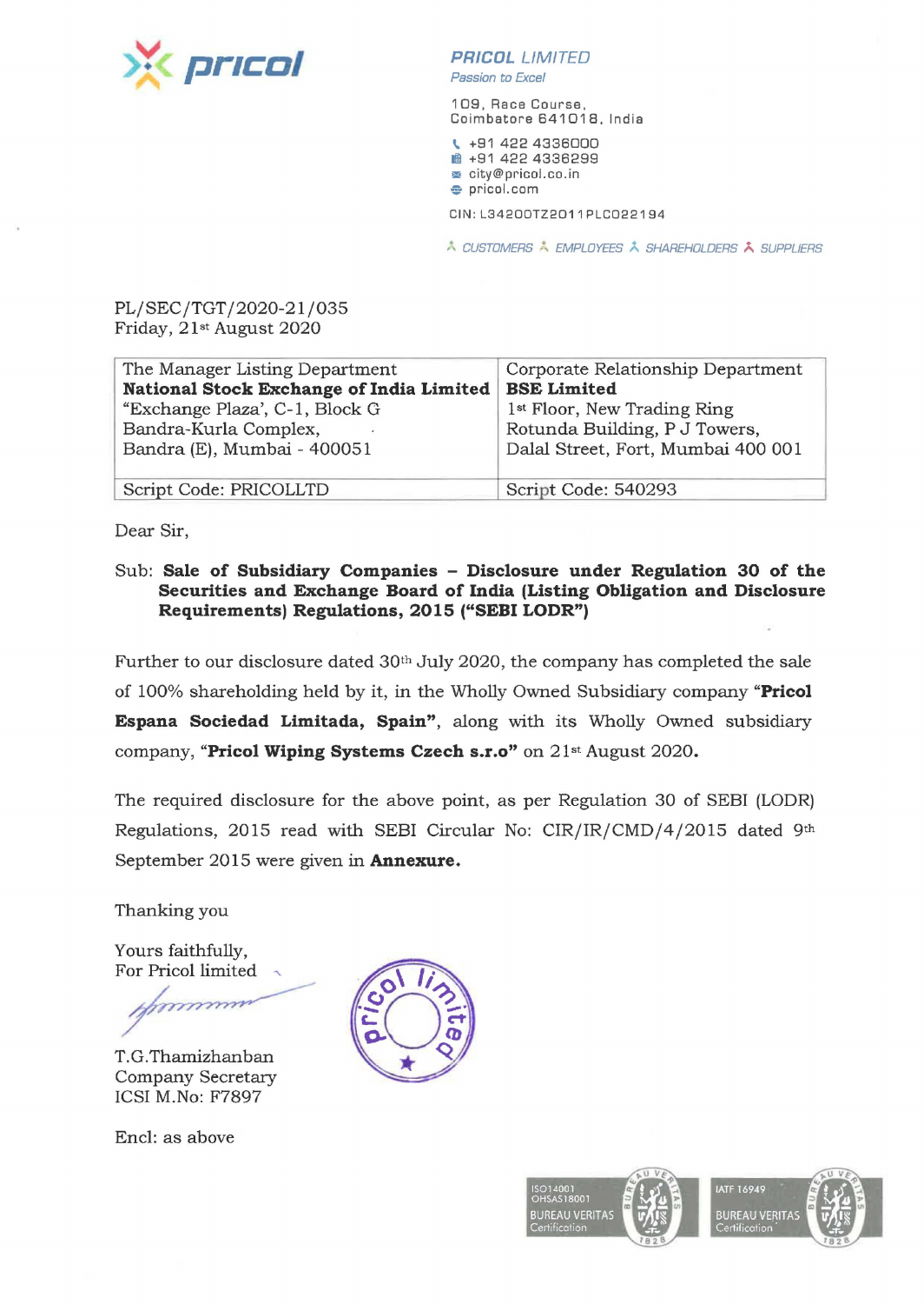**PRICOL LIMITED**
*Passion to Excel*

109, Race Course,
Coimbatore 641018, India

+91 422 4336000
+91 422 4336299
city@pricol.co.in
pricol.com

CIN: L34200TZ2011PLC022194

CUSTOMERS EMPLOYEES SHAREHOLDERS SUPPLIERS

PL/SEC/TGT/2020-21/035
Friday, 21st August 2020

| The Manager Listing Department<br>**National Stock Exchange of India Limited**<br>"Exchange Plaza', C-1, Block G<br>Bandra-Kurla Complex,<br>Bandra (E), Mumbai - 400051 | Corporate Relationship Department<br>**BSE Limited**<br>1st Floor, New Trading Ring<br>Rotunda Building, P J Towers,<br>Dalal Street, Fort, Mumbai 400 001 |
|---|---|
| Script Code: PRICOLLTD | Script Code: 540293 |

Dear Sir,

Sub: **Sale of Subsidiary Companies – Disclosure under Regulation 30 of the Securities and Exchange Board of India (Listing Obligation and Disclosure Requirements) Regulations, 2015 ("SEBI LODR")**

Further to our disclosure dated 30th July 2020, the company has completed the sale of 100% shareholding held by it, in the Wholly Owned Subsidiary company **"Pricol Espana Sociedad Limitada, Spain"**, along with its Wholly Owned subsidiary company, **"Pricol Wiping Systems Czech s.r.o"** on 21st August 2020.

The required disclosure for the above point, as per Regulation 30 of SEBI (LODR) Regulations, 2015 read with SEBI Circular No: CIR/IR/CMD/4/2015 dated 9th September 2015 were given in **Annexure.**

Thanking you

Yours faithfully,
For Pricol limited

T.G.Thamizhanban
Company Secretary
ICSI M.No: F7897

Encl: as above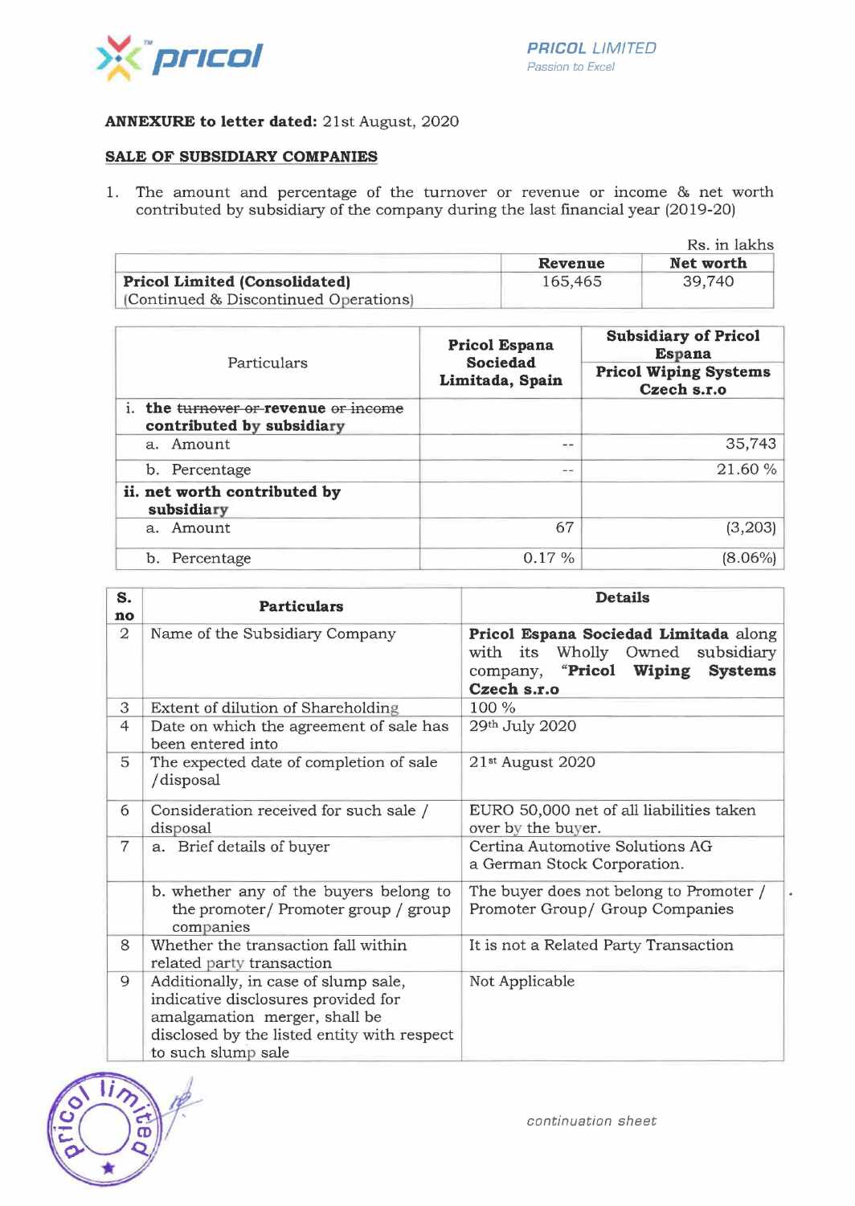**ANNEXURE to letter dated:** 21st August, 2020

**SALE OF SUBSIDIARY COMPANIES**

1. The amount and percentage of the turnover or revenue or income & net worth contributed by subsidiary of the company during the last financial year (2019-20)

Rs. in lakhs

| | Revenue | Net worth |
|---|---|---|
| **Pricol Limited (Consolidated)** (Continued & Discontinued Operations) | 165,465 | 39,740 |

| Particulars | Pricol Espana Sociedad Limitada, Spain | Subsidiary of Pricol Espana Pricol Wiping Systems Czech s.r.o |
|---|---|---|
| i. **the ~~turnover or~~ revenue ~~or income~~ contributed by subsidiary** | | |
| a. Amount | -- | 35,743 |
| b. Percentage | -- | 21.60 % |
| **ii. net worth contributed by subsidiary** | | |
| a. Amount | 67 | (3,203) |
| b. Percentage | 0.17 % | (8.06%) |

| S. no | Particulars | Details |
|---|---|---|
| 2 | Name of the Subsidiary Company | **Pricol Espana Sociedad Limitada** along with its Wholly Owned subsidiary company, "**Pricol Wiping Systems Czech s.r.o** |
| 3 | Extent of dilution of Shareholding | 100 % |
| 4 | Date on which the agreement of sale has been entered into | 29th July 2020 |
| 5 | The expected date of completion of sale /disposal | 21st August 2020 |
| 6 | Consideration received for such sale / disposal | EURO 50,000 net of all liabilities taken over by the buyer. |
| 7 | a. Brief details of buyer | Certina Automotive Solutions AG a German Stock Corporation. |
| | b. whether any of the buyers belong to the promoter/ Promoter group / group companies | The buyer does not belong to Promoter / Promoter Group/ Group Companies |
| 8 | Whether the transaction fall within related party transaction | It is not a Related Party Transaction |
| 9 | Additionally, in case of slump sale, indicative disclosures provided for amalgamation merger, shall be disclosed by the listed entity with respect to such slump sale | Not Applicable |

continuation sheet